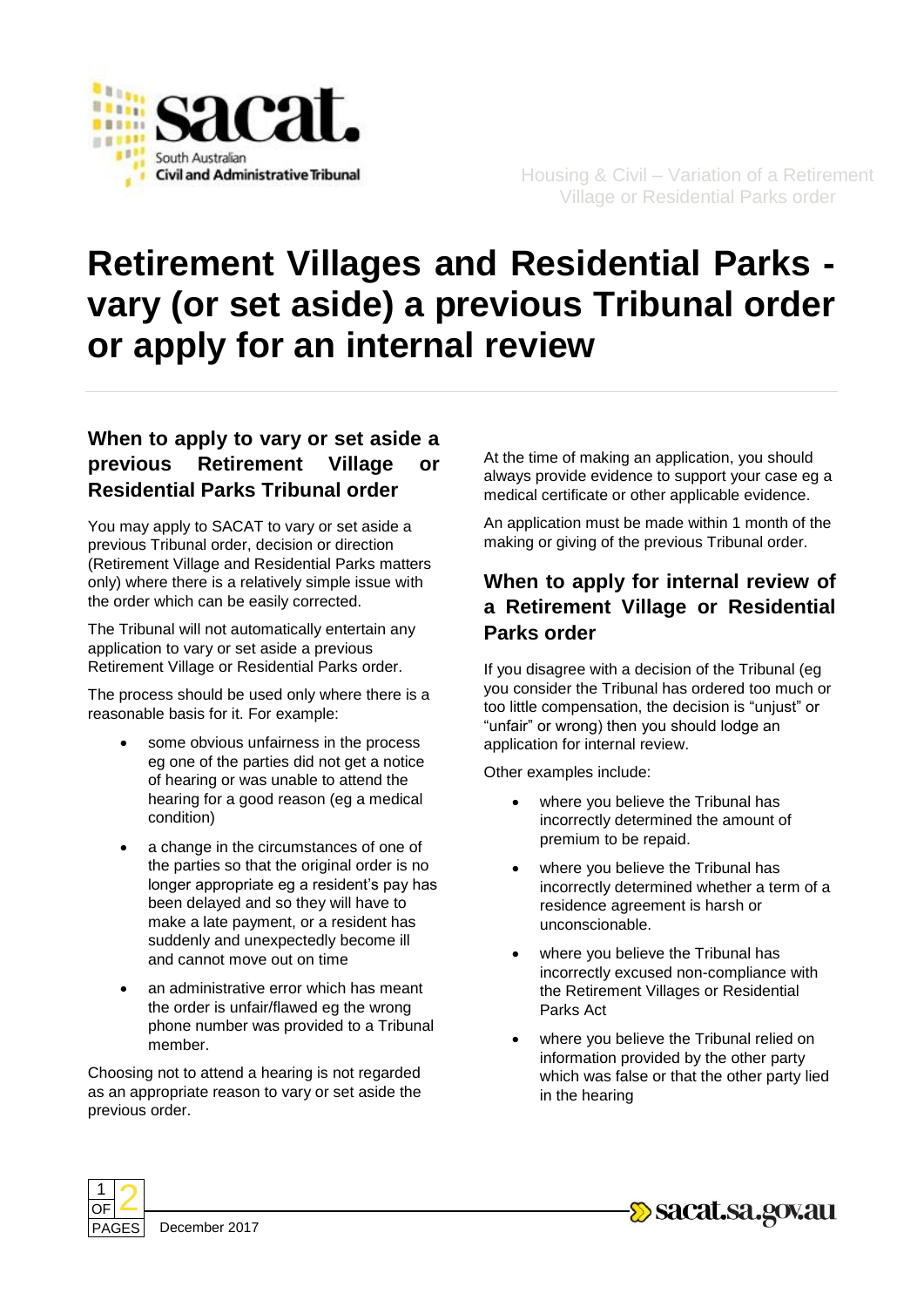# Retirement Villages and Residential Parks - vary (or set aside) a previous Tribunal order or apply for an internal review

## When to apply to vary or set aside a previous Retirement Village or Residential Parks Tribunal order

You may apply to SACAT to vary or set aside a previous Tribunal order, decision or direction (Retirement Village and Residential Parks matters only) where there is a relatively simple issue with the order which can be easily corrected.

The Tribunal will not automatically entertain any application to vary or set aside a previous Retirement Village or Residential Parks order.

The process should be used only where there is a reasonable basis for it. For example:

- some obvious unfairness in the process eg one of the parties did not get a notice of hearing or was unable to attend the hearing for a good reason (eg a medical condition)
- a change in the circumstances of one of the parties so that the original order is no longer appropriate eg a resident's pay has been delayed and so they will have to make a late payment, or a resident has suddenly and unexpectedly become ill and cannot move out on time
- an administrative error which has meant the order is unfair/flawed eg the wrong phone number was provided to a Tribunal member.

Choosing not to attend a hearing is not regarded as an appropriate reason to vary or set aside the previous order.

At the time of making an application, you should always provide evidence to support your case eg a medical certificate or other applicable evidence.

An application must be made within 1 month of the making or giving of the previous Tribunal order.

## When to apply for internal review of a Retirement Village or Residential Parks order

If you disagree with a decision of the Tribunal (eg you consider the Tribunal has ordered too much or too little compensation, the decision is "unjust" or "unfair" or wrong) then you should lodge an application for internal review.

Other examples include:

- where you believe the Tribunal has incorrectly determined the amount of premium to be repaid.
- where you believe the Tribunal has incorrectly determined whether a term of a residence agreement is harsh or unconscionable.
- where you believe the Tribunal has incorrectly excused non-compliance with the Retirement Villages or Residential Parks Act
- where you believe the Tribunal relied on information provided by the other party which was false or that the other party lied in the hearing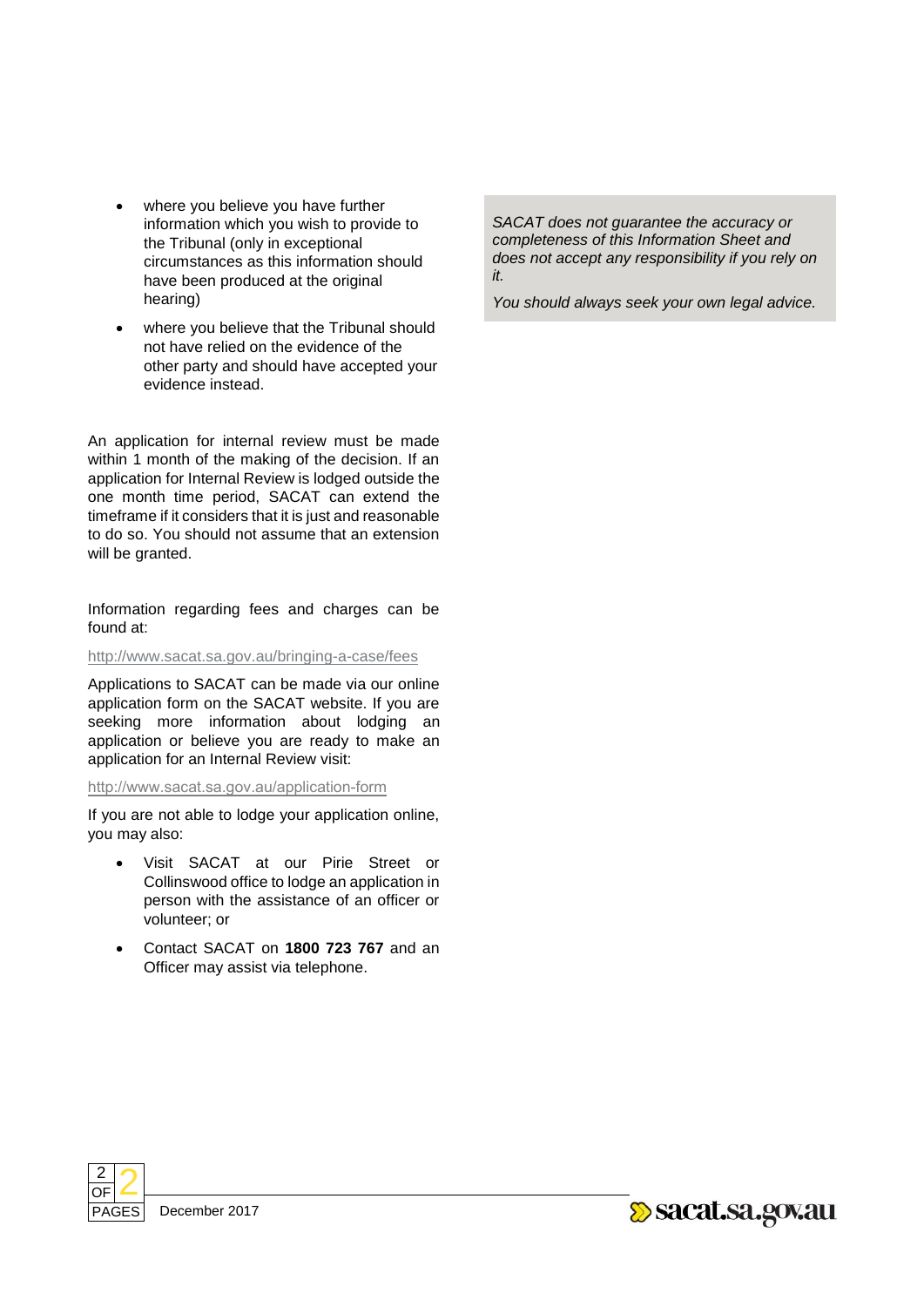- where you believe you have further information which you wish to provide to the Tribunal (only in exceptional circumstances as this information should have been produced at the original hearing)
- where you believe that the Tribunal should not have relied on the evidence of the other party and should have accepted your evidence instead.

An application for internal review must be made within 1 month of the making of the decision. If an application for Internal Review is lodged outside the one month time period, SACAT can extend the timeframe if it considers that it is just and reasonable to do so. You should not assume that an extension will be granted.

Information regarding fees and charges can be found at:

http://www.sacat.sa.gov.au/bringing-a-case/fees

Applications to SACAT can be made via our online application form on the SACAT website. If you are seeking more information about lodging an application or believe you are ready to make an application for an Internal Review visit:

http://www.sacat.sa.gov.au/application-form

If you are not able to lodge your application online, you may also:

- Visit SACAT at our Pirie Street or Collinswood office to lodge an application in person with the assistance of an officer or volunteer; or
- Contact SACAT on **1800 723 767** and an Officer may assist via telephone.

*SACAT does not guarantee the accuracy or completeness of this Information Sheet and does not accept any responsibility if you rely on it.*

*You should always seek your own legal advice.*